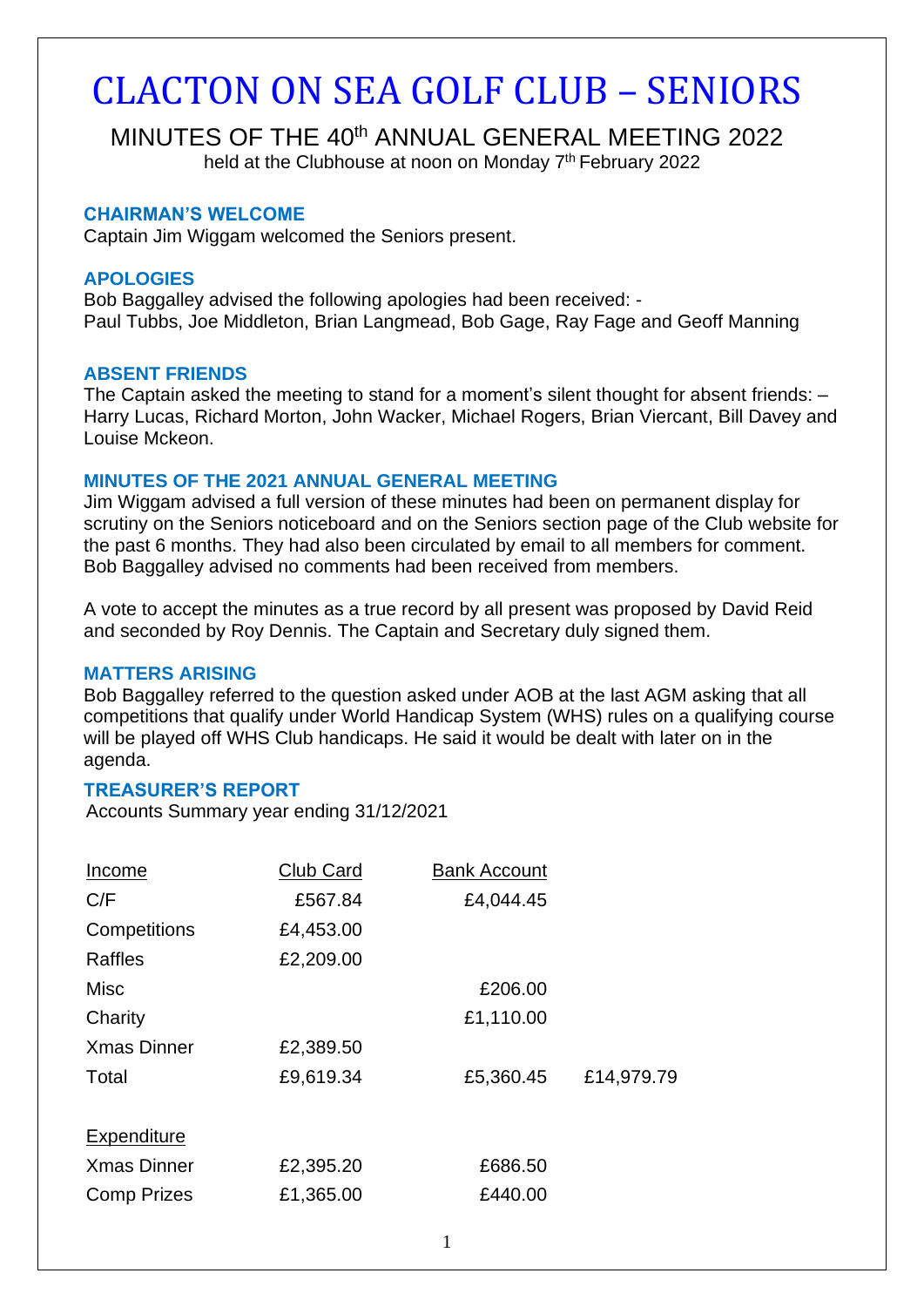# CLACTON ON SEA GOLF CLUB – SENIORS

## MINUTES OF THE 40th ANNUAL GENERAL MEETING 2022

held at the Clubhouse at noon on Monday 7th February 2022

### CHAIRMAN'S WELCOME

Captain Jim Wiggam welcomed the Seniors present.

### APOLOGIES

Bob Baggalley advised the following apologies had been received: -
Paul Tubbs, Joe Middleton, Brian Langmead, Bob Gage, Ray Fage and Geoff Manning

### ABSENT FRIENDS

The Captain asked the meeting to stand for a moment's silent thought for absent friends: – Harry Lucas, Richard Morton, John Wacker, Michael Rogers, Brian Viercant, Bill Davey and Louise Mckeon.

### MINUTES OF THE 2021 ANNUAL GENERAL MEETING

Jim Wiggam advised a full version of these minutes had been on permanent display for scrutiny on the Seniors noticeboard and on the Seniors section page of the Club website for the past 6 months. They had also been circulated by email to all members for comment. Bob Baggalley advised no comments had been received from members.

A vote to accept the minutes as a true record by all present was proposed by David Reid and seconded by Roy Dennis. The Captain and Secretary duly signed them.

### MATTERS ARISING

Bob Baggalley referred to the question asked under AOB at the last AGM asking that all competitions that qualify under World Handicap System (WHS) rules on a qualifying course will be played off WHS Club handicaps. He said it would be dealt with later on in the agenda.

### TREASURER'S REPORT

Accounts Summary year ending 31/12/2021

| Income | Club Card | Bank Account | |
|---|---|---|---|
| C/F | £567.84 | £4,044.45 | |
| Competitions | £4,453.00 | | |
| Raffles | £2,209.00 | | |
| Misc | | £206.00 | |
| Charity | | £1,110.00 | |
| Xmas Dinner | £2,389.50 | | |
| Total | £9,619.34 | £5,360.45 | £14,979.79 |
| | | | |
| Expenditure | | | |
| Xmas Dinner | £2,395.20 | £686.50 | |
| Comp Prizes | £1,365.00 | £440.00 | |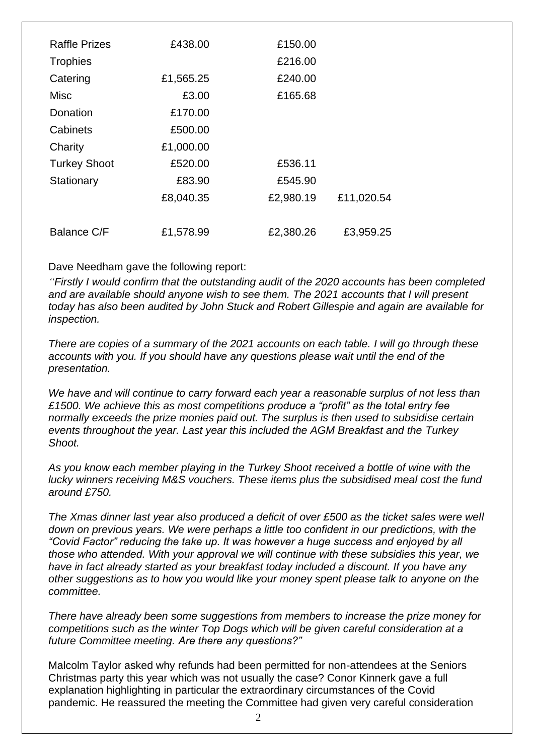| | | | |
|---|---|---|---|
| Raffle Prizes | £438.00 | £150.00 | |
| Trophies | | £216.00 | |
| Catering | £1,565.25 | £240.00 | |
| Misc | £3.00 | £165.68 | |
| Donation | £170.00 | | |
| Cabinets | £500.00 | | |
| Charity | £1,000.00 | | |
| Turkey Shoot | £520.00 | £536.11 | |
| Stationary | £83.90 | £545.90 | |
| | £8,040.35 | £2,980.19 | £11,020.54 |
| Balance C/F | £1,578.99 | £2,380.26 | £3,959.25 |

Dave Needham gave the following report:

*"Firstly I would confirm that the outstanding audit of the 2020 accounts has been completed and are available should anyone wish to see them. The 2021 accounts that I will present today has also been audited by John Stuck and Robert Gillespie and again are available for inspection.*

*There are copies of a summary of the 2021 accounts on each table. I will go through these accounts with you. If you should have any questions please wait until the end of the presentation.*

*We have and will continue to carry forward each year a reasonable surplus of not less than £1500. We achieve this as most competitions produce a "profit" as the total entry fee normally exceeds the prize monies paid out. The surplus is then used to subsidise certain events throughout the year. Last year this included the AGM Breakfast and the Turkey Shoot.*

*As you know each member playing in the Turkey Shoot received a bottle of wine with the lucky winners receiving M&S vouchers. These items plus the subsidised meal cost the fund around £750.*

*The Xmas dinner last year also produced a deficit of over £500 as the ticket sales were well down on previous years. We were perhaps a little too confident in our predictions, with the "Covid Factor" reducing the take up. It was however a huge success and enjoyed by all those who attended. With your approval we will continue with these subsidies this year, we have in fact already started as your breakfast today included a discount. If you have any other suggestions as to how you would like your money spent please talk to anyone on the committee.*

*There have already been some suggestions from members to increase the prize money for competitions such as the winter Top Dogs which will be given careful consideration at a future Committee meeting. Are there any questions?"*

Malcolm Taylor asked why refunds had been permitted for non-attendees at the Seniors Christmas party this year which was not usually the case? Conor Kinnerk gave a full explanation highlighting in particular the extraordinary circumstances of the Covid pandemic. He reassured the meeting the Committee had given very careful consideration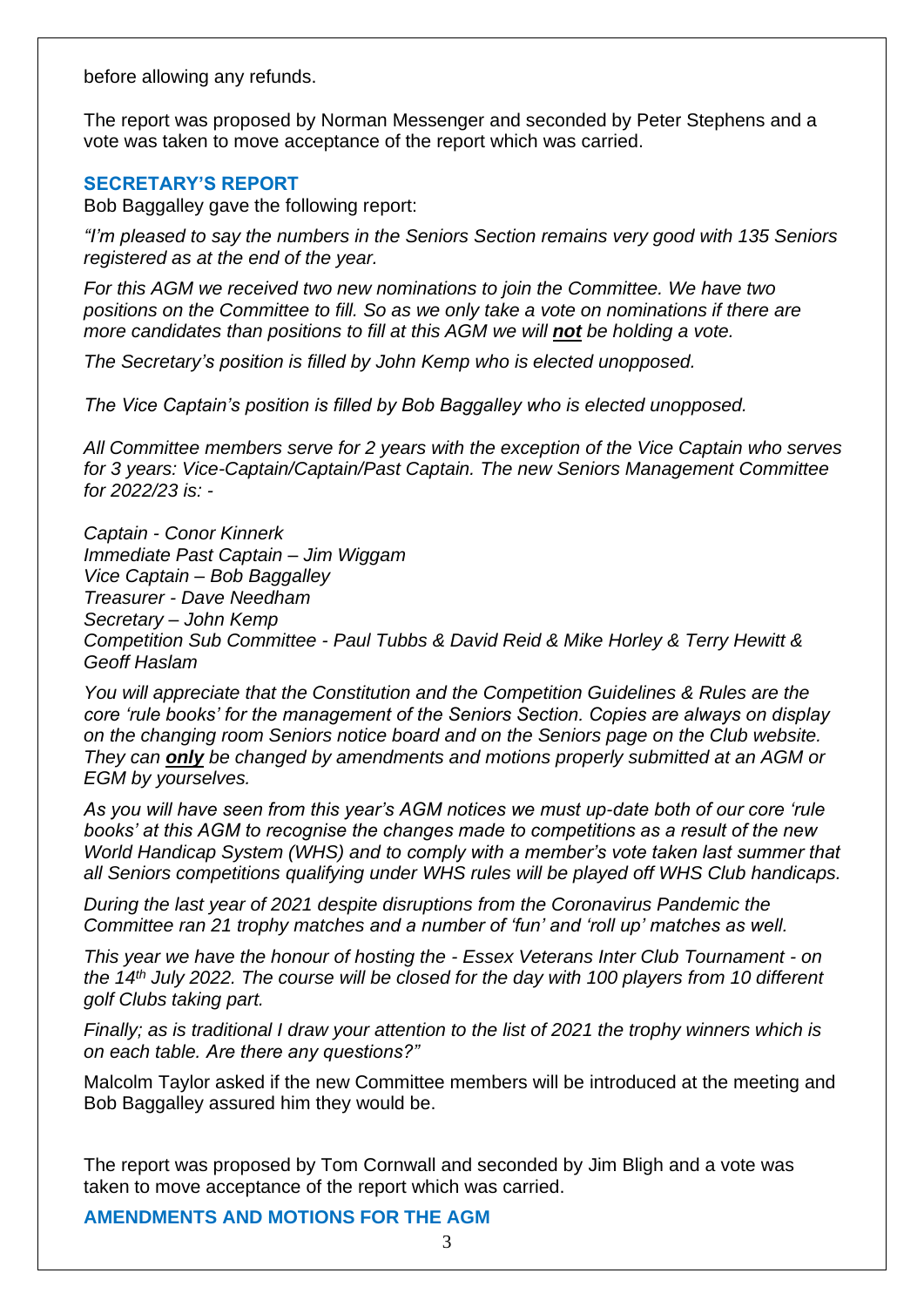before allowing any refunds.

The report was proposed by Norman Messenger and seconded by Peter Stephens and a vote was taken to move acceptance of the report which was carried.

## SECRETARY'S REPORT

Bob Baggalley gave the following report:

*"I'm pleased to say the numbers in the Seniors Section remains very good with 135 Seniors registered as at the end of the year.*

*For this AGM we received two new nominations to join the Committee. We have two positions on the Committee to fill. So as we only take a vote on nominations if there are more candidates than positions to fill at this AGM we will **not** be holding a vote.*

*The Secretary's position is filled by John Kemp who is elected unopposed.*

*The Vice Captain's position is filled by Bob Baggalley who is elected unopposed.*

*All Committee members serve for 2 years with the exception of the Vice Captain who serves for 3 years: Vice-Captain/Captain/Past Captain. The new Seniors Management Committee for 2022/23 is: -*

*Captain - Conor Kinnerk*
*Immediate Past Captain – Jim Wiggam*
*Vice Captain – Bob Baggalley*
*Treasurer - Dave Needham*
*Secretary – John Kemp*
*Competition Sub Committee - Paul Tubbs & David Reid & Mike Horley & Terry Hewitt & Geoff Haslam*

*You will appreciate that the Constitution and the Competition Guidelines & Rules are the core 'rule books' for the management of the Seniors Section. Copies are always on display on the changing room Seniors notice board and on the Seniors page on the Club website. They can **only** be changed by amendments and motions properly submitted at an AGM or EGM by yourselves.*

*As you will have seen from this year's AGM notices we must up-date both of our core 'rule books' at this AGM to recognise the changes made to competitions as a result of the new World Handicap System (WHS) and to comply with a member's vote taken last summer that all Seniors competitions qualifying under WHS rules will be played off WHS Club handicaps.*

*During the last year of 2021 despite disruptions from the Coronavirus Pandemic the Committee ran 21 trophy matches and a number of 'fun' and 'roll up' matches as well.*

*This year we have the honour of hosting the - Essex Veterans Inter Club Tournament - on the 14th July 2022. The course will be closed for the day with 100 players from 10 different golf Clubs taking part.*

*Finally; as is traditional I draw your attention to the list of 2021 the trophy winners which is on each table. Are there any questions?"*

Malcolm Taylor asked if the new Committee members will be introduced at the meeting and Bob Baggalley assured him they would be.

The report was proposed by Tom Cornwall and seconded by Jim Bligh and a vote was taken to move acceptance of the report which was carried.

## AMENDMENTS AND MOTIONS FOR THE AGM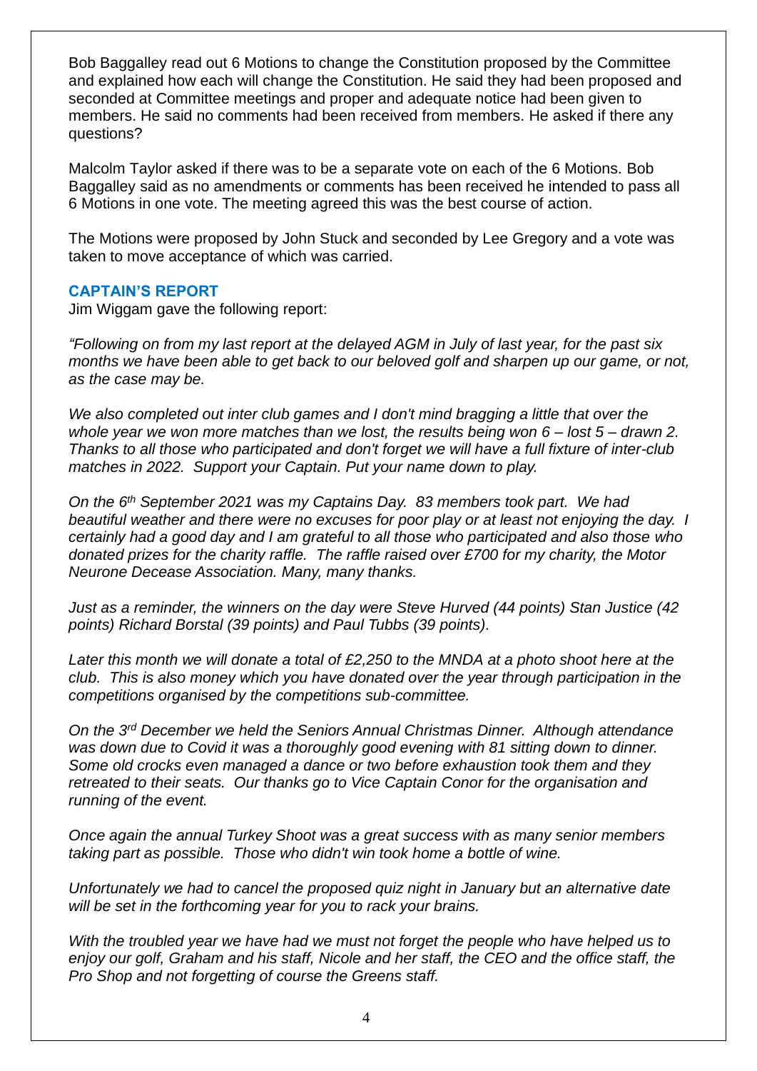Bob Baggalley read out 6 Motions to change the Constitution proposed by the Committee and explained how each will change the Constitution. He said they had been proposed and seconded at Committee meetings and proper and adequate notice had been given to members. He said no comments had been received from members. He asked if there any questions?

Malcolm Taylor asked if there was to be a separate vote on each of the 6 Motions. Bob Baggalley said as no amendments or comments has been received he intended to pass all 6 Motions in one vote. The meeting agreed this was the best course of action.

The Motions were proposed by John Stuck and seconded by Lee Gregory and a vote was taken to move acceptance of which was carried.

### CAPTAIN'S REPORT

Jim Wiggam gave the following report:

*"Following on from my last report at the delayed AGM in July of last year, for the past six months we have been able to get back to our beloved golf and sharpen up our game, or not, as the case may be.*

*We also completed out inter club games and I don't mind bragging a little that over the whole year we won more matches than we lost, the results being won 6 – lost 5 – drawn 2. Thanks to all those who participated and don't forget we will have a full fixture of inter-club matches in 2022. Support your Captain. Put your name down to play.*

*On the 6th September 2021 was my Captains Day. 83 members took part. We had beautiful weather and there were no excuses for poor play or at least not enjoying the day. I certainly had a good day and I am grateful to all those who participated and also those who donated prizes for the charity raffle. The raffle raised over £700 for my charity, the Motor Neurone Decease Association. Many, many thanks.*

*Just as a reminder, the winners on the day were Steve Hurved (44 points) Stan Justice (42 points) Richard Borstal (39 points) and Paul Tubbs (39 points).*

*Later this month we will donate a total of £2,250 to the MNDA at a photo shoot here at the club. This is also money which you have donated over the year through participation in the competitions organised by the competitions sub-committee.*

*On the 3rd December we held the Seniors Annual Christmas Dinner. Although attendance was down due to Covid it was a thoroughly good evening with 81 sitting down to dinner. Some old crocks even managed a dance or two before exhaustion took them and they retreated to their seats. Our thanks go to Vice Captain Conor for the organisation and running of the event.*

*Once again the annual Turkey Shoot was a great success with as many senior members taking part as possible. Those who didn't win took home a bottle of wine.*

*Unfortunately we had to cancel the proposed quiz night in January but an alternative date will be set in the forthcoming year for you to rack your brains.*

*With the troubled year we have had we must not forget the people who have helped us to enjoy our golf, Graham and his staff, Nicole and her staff, the CEO and the office staff, the Pro Shop and not forgetting of course the Greens staff.*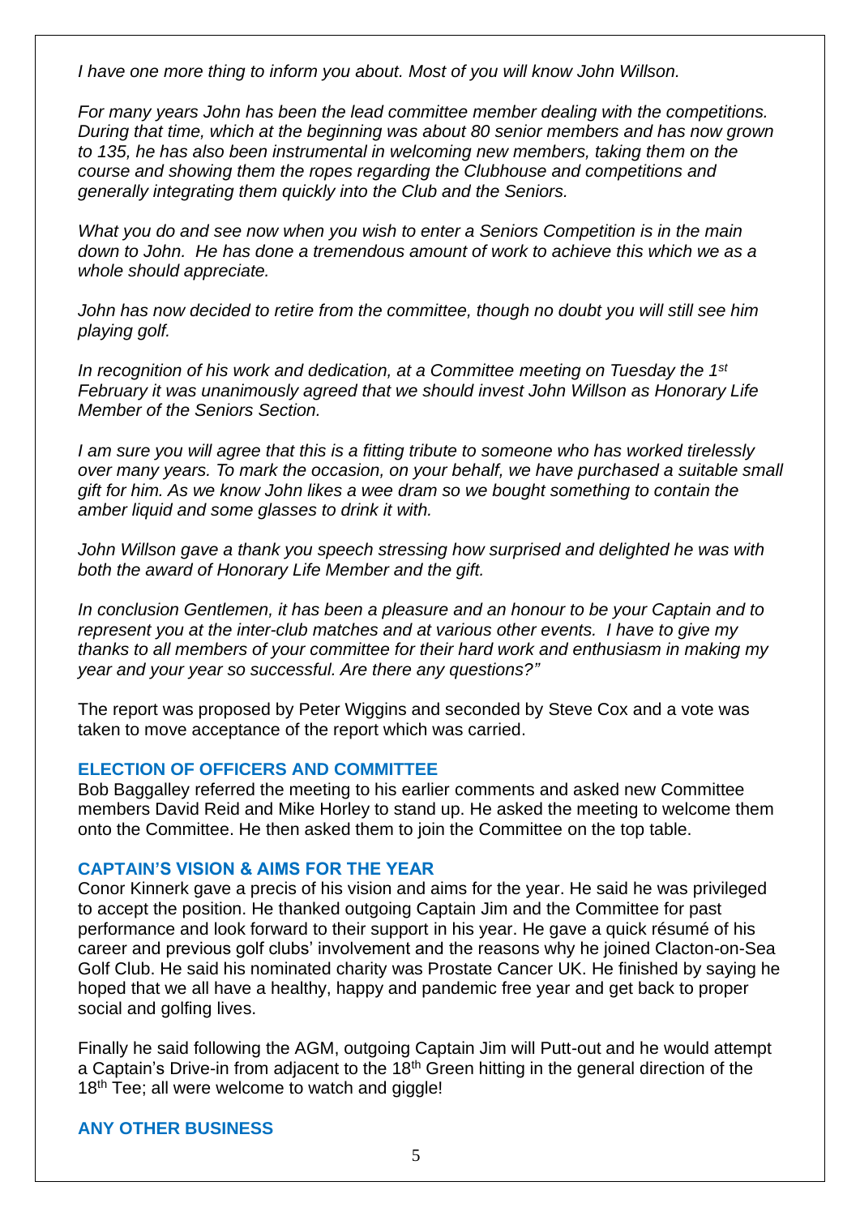*I have one more thing to inform you about. Most of you will know John Willson.*

*For many years John has been the lead committee member dealing with the competitions. During that time, which at the beginning was about 80 senior members and has now grown to 135, he has also been instrumental in welcoming new members, taking them on the course and showing them the ropes regarding the Clubhouse and competitions and generally integrating them quickly into the Club and the Seniors.*

*What you do and see now when you wish to enter a Seniors Competition is in the main down to John. He has done a tremendous amount of work to achieve this which we as a whole should appreciate.*

*John has now decided to retire from the committee, though no doubt you will still see him playing golf.*

*In recognition of his work and dedication, at a Committee meeting on Tuesday the 1st February it was unanimously agreed that we should invest John Willson as Honorary Life Member of the Seniors Section.*

*I am sure you will agree that this is a fitting tribute to someone who has worked tirelessly over many years. To mark the occasion, on your behalf, we have purchased a suitable small gift for him. As we know John likes a wee dram so we bought something to contain the amber liquid and some glasses to drink it with.*

*John Willson gave a thank you speech stressing how surprised and delighted he was with both the award of Honorary Life Member and the gift.*

*In conclusion Gentlemen, it has been a pleasure and an honour to be your Captain and to represent you at the inter-club matches and at various other events. I have to give my thanks to all members of your committee for their hard work and enthusiasm in making my year and your year so successful. Are there any questions?"*

The report was proposed by Peter Wiggins and seconded by Steve Cox and a vote was taken to move acceptance of the report which was carried.

## ELECTION OF OFFICERS AND COMMITTEE

Bob Baggalley referred the meeting to his earlier comments and asked new Committee members David Reid and Mike Horley to stand up. He asked the meeting to welcome them onto the Committee. He then asked them to join the Committee on the top table.

## CAPTAIN'S VISION & AIMS FOR THE YEAR

Conor Kinnerk gave a precis of his vision and aims for the year. He said he was privileged to accept the position. He thanked outgoing Captain Jim and the Committee for past performance and look forward to their support in his year. He gave a quick résumé of his career and previous golf clubs' involvement and the reasons why he joined Clacton-on-Sea Golf Club. He said his nominated charity was Prostate Cancer UK. He finished by saying he hoped that we all have a healthy, happy and pandemic free year and get back to proper social and golfing lives.

Finally he said following the AGM, outgoing Captain Jim will Putt-out and he would attempt a Captain's Drive-in from adjacent to the 18th Green hitting in the general direction of the 18th Tee; all were welcome to watch and giggle!

## ANY OTHER BUSINESS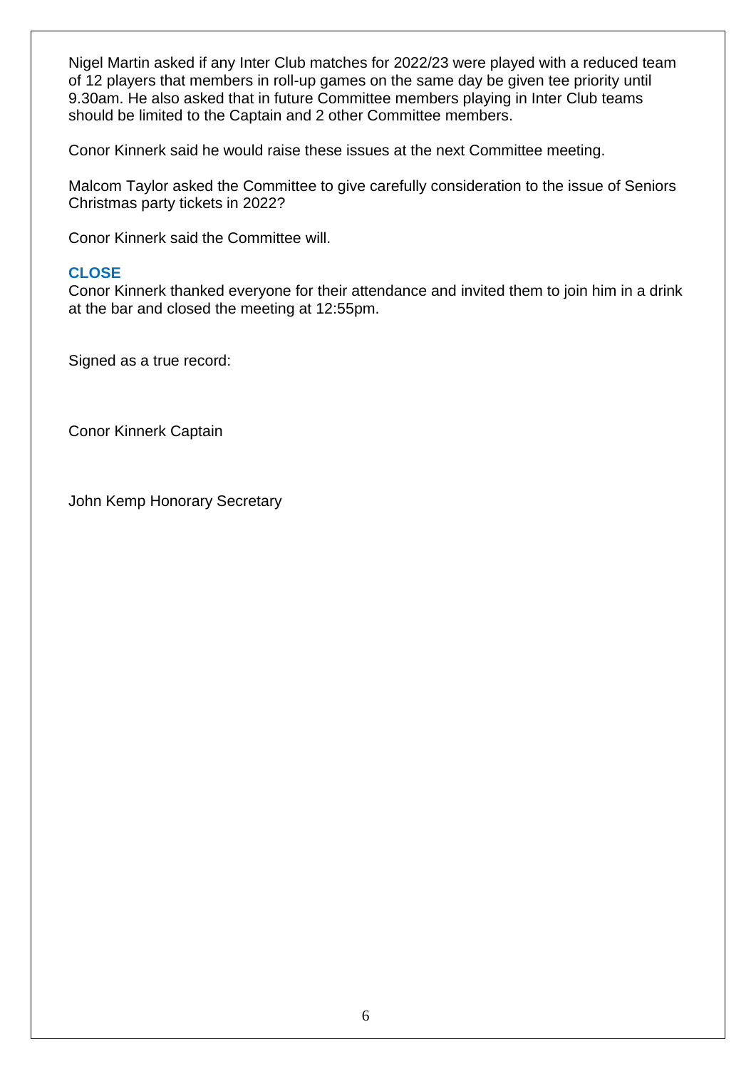Nigel Martin asked if any Inter Club matches for 2022/23 were played with a reduced team of 12 players that members in roll-up games on the same day be given tee priority until 9.30am. He also asked that in future Committee members playing in Inter Club teams should be limited to the Captain and 2 other Committee members.

Conor Kinnerk said he would raise these issues at the next Committee meeting.

Malcom Taylor asked the Committee to give carefully consideration to the issue of Seniors Christmas party tickets in 2022?

Conor Kinnerk said the Committee will.

## CLOSE

Conor Kinnerk thanked everyone for their attendance and invited them to join him in a drink at the bar and closed the meeting at 12:55pm.

Signed as a true record:

Conor Kinnerk Captain

John Kemp Honorary Secretary